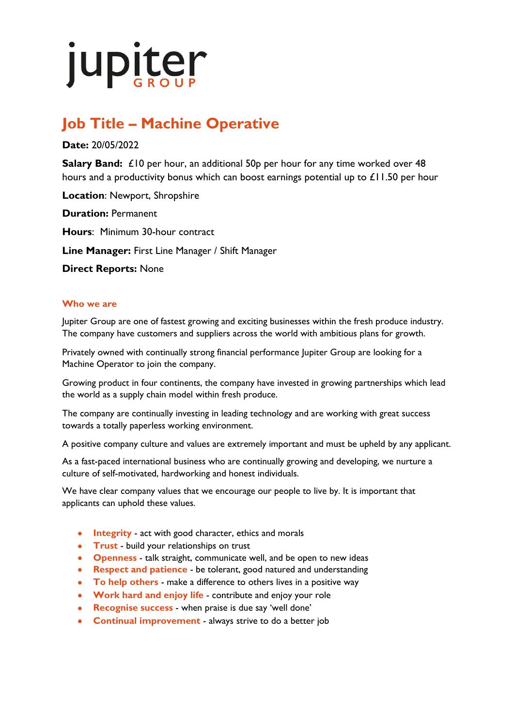jupiter GROUP

# Job Title – Machine Operative

**Date:** 20/05/2022

**Salary Band:** £10 per hour, an additional 50p per hour for any time worked over 48 hours and a productivity bonus which can boost earnings potential up to £11.50 per hour

**Location**: Newport, Shropshire

**Duration:** Permanent

**Hours**: Minimum 30-hour contract

**Line Manager:** First Line Manager / Shift Manager

**Direct Reports:** None

## Who we are

Jupiter Group are one of fastest growing and exciting businesses within the fresh produce industry. The company have customers and suppliers across the world with ambitious plans for growth.

Privately owned with continually strong financial performance Jupiter Group are looking for a Machine Operator to join the company.

Growing product in four continents, the company have invested in growing partnerships which lead the world as a supply chain model within fresh produce.

The company are continually investing in leading technology and are working with great success towards a totally paperless working environment.

A positive company culture and values are extremely important and must be upheld by any applicant.

As a fast-paced international business who are continually growing and developing, we nurture a culture of self-motivated, hardworking and honest individuals.

We have clear company values that we encourage our people to live by. It is important that applicants can uphold these values.

- **Integrity** - act with good character, ethics and morals
- **Trust** - build your relationships on trust
- **Openness** - talk straight, communicate well, and be open to new ideas
- **Respect and patience** - be tolerant, good natured and understanding
- **To help others** - make a difference to others lives in a positive way
- **Work hard and enjoy life** - contribute and enjoy your role
- **Recognise success** - when praise is due say 'well done'
- **Continual improvement** - always strive to do a better job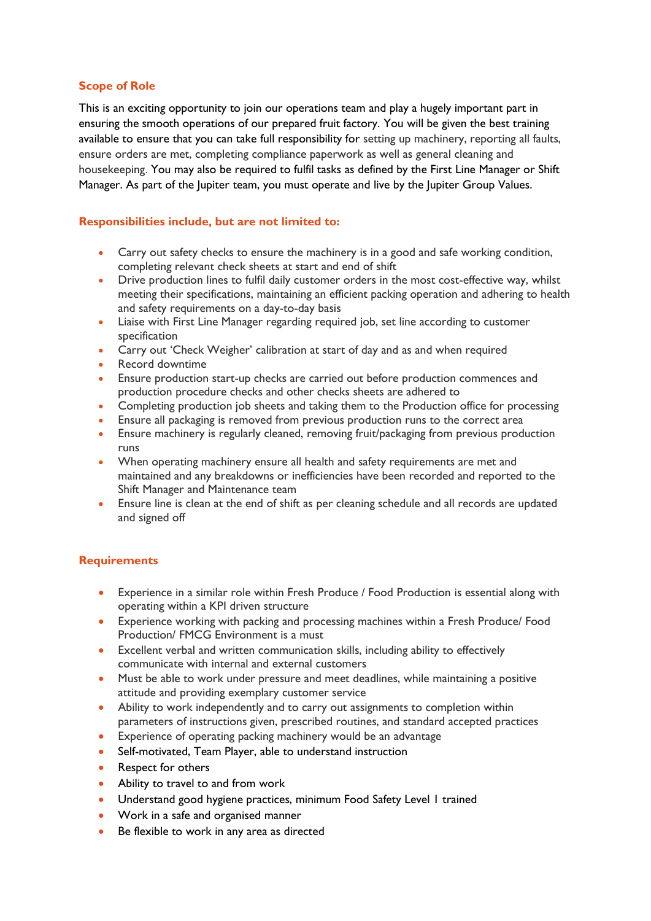## Scope of Role

This is an exciting opportunity to join our operations team and play a hugely important part in ensuring the smooth operations of our prepared fruit factory. You will be given the best training available to ensure that you can take full responsibility for setting up machinery, reporting all faults, ensure orders are met, completing compliance paperwork as well as general cleaning and housekeeping. You may also be required to fulfil tasks as defined by the First Line Manager or Shift Manager. As part of the Jupiter team, you must operate and live by the Jupiter Group Values.

## Responsibilities include, but are not limited to:

- Carry out safety checks to ensure the machinery is in a good and safe working condition, completing relevant check sheets at start and end of shift
- Drive production lines to fulfil daily customer orders in the most cost-effective way, whilst meeting their specifications, maintaining an efficient packing operation and adhering to health and safety requirements on a day-to-day basis
- Liaise with First Line Manager regarding required job, set line according to customer specification
- Carry out 'Check Weigher' calibration at start of day and as and when required
- Record downtime
- Ensure production start-up checks are carried out before production commences and production procedure checks and other checks sheets are adhered to
- Completing production job sheets and taking them to the Production office for processing
- Ensure all packaging is removed from previous production runs to the correct area
- Ensure machinery is regularly cleaned, removing fruit/packaging from previous production runs
- When operating machinery ensure all health and safety requirements are met and maintained and any breakdowns or inefficiencies have been recorded and reported to the Shift Manager and Maintenance team
- Ensure line is clean at the end of shift as per cleaning schedule and all records are updated and signed off

## Requirements

- Experience in a similar role within Fresh Produce / Food Production is essential along with operating within a KPI driven structure
- Experience working with packing and processing machines within a Fresh Produce/ Food Production/ FMCG Environment is a must
- Excellent verbal and written communication skills, including ability to effectively communicate with internal and external customers
- Must be able to work under pressure and meet deadlines, while maintaining a positive attitude and providing exemplary customer service
- Ability to work independently and to carry out assignments to completion within parameters of instructions given, prescribed routines, and standard accepted practices
- Experience of operating packing machinery would be an advantage
- Self-motivated, Team Player, able to understand instruction
- Respect for others
- Ability to travel to and from work
- Understand good hygiene practices, minimum Food Safety Level 1 trained
- Work in a safe and organised manner
- Be flexible to work in any area as directed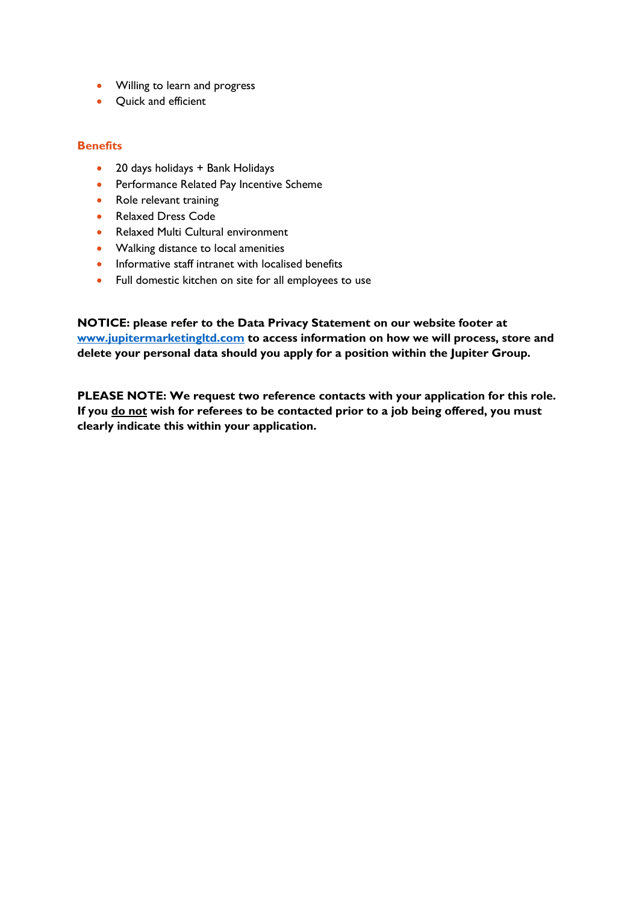- Willing to learn and progress
- Quick and efficient

### Benefits

- 20 days holidays + Bank Holidays
- Performance Related Pay Incentive Scheme
- Role relevant training
- Relaxed Dress Code
- Relaxed Multi Cultural environment
- Walking distance to local amenities
- Informative staff intranet with localised benefits
- Full domestic kitchen on site for all employees to use

**NOTICE: please refer to the Data Privacy Statement on our website footer at [www.jupitermarketingltd.com](http://www.jupitermarketingltd.com) to access information on how we will process, store and delete your personal data should you apply for a position within the Jupiter Group.**

**PLEASE NOTE: We request two reference contacts with your application for this role. If you <u>do not</u> wish for referees to be contacted prior to a job being offered, you must clearly indicate this within your application.**